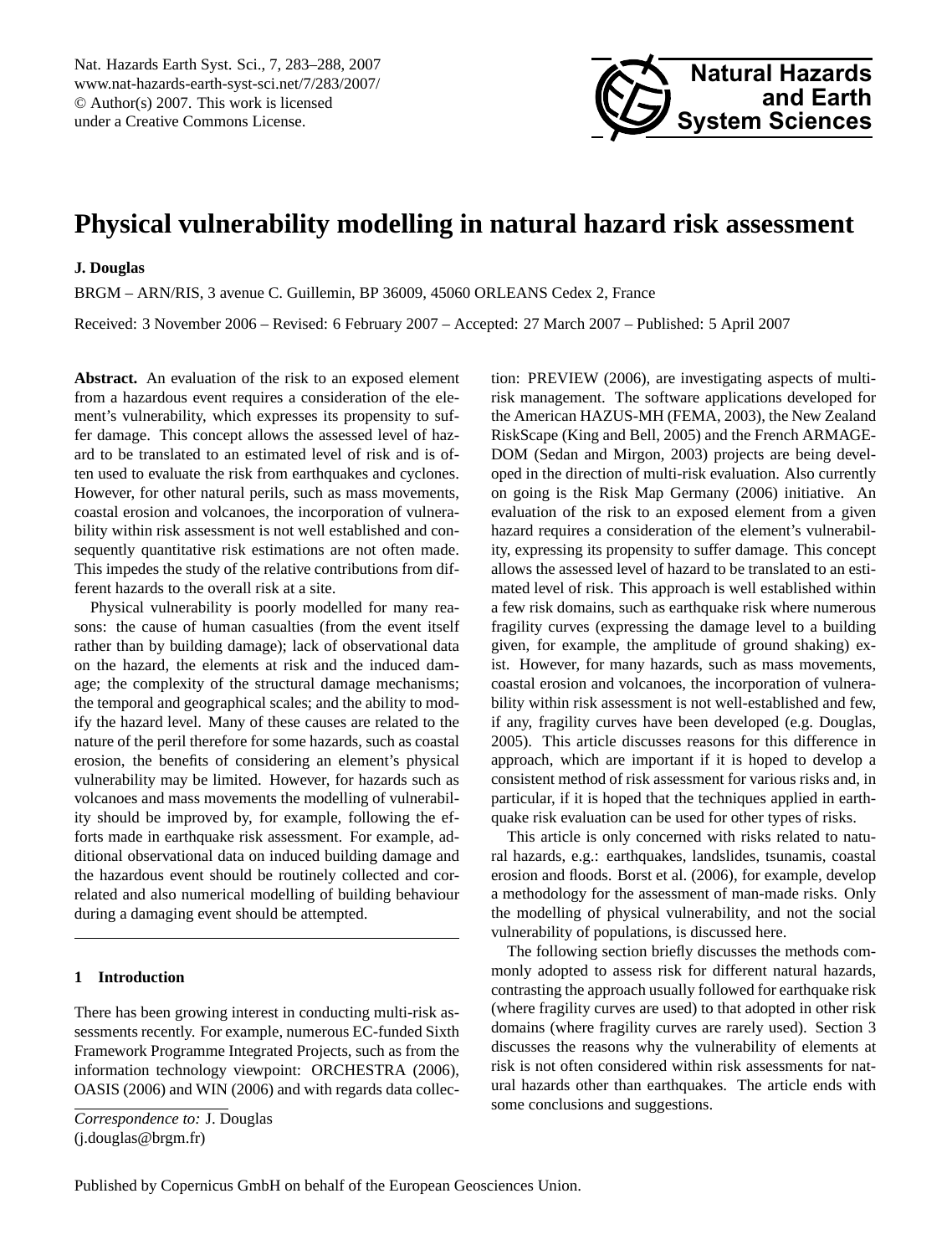# Physical vulnerability modelling in natural hazard risk assessment

**J. Douglas**

BRGM – ARN/RIS, 3 avenue C. Guillemin, BP 36009, 45060 ORLEANS Cedex 2, France

Received: 3 November 2006 – Revised: 6 February 2007 – Accepted: 27 March 2007 – Published: 5 April 2007

**Abstract.** An evaluation of the risk to an exposed element from a hazardous event requires a consideration of the element's vulnerability, which expresses its propensity to suffer damage. This concept allows the assessed level of hazard to be translated to an estimated level of risk and is often used to evaluate the risk from earthquakes and cyclones. However, for other natural perils, such as mass movements, coastal erosion and volcanoes, the incorporation of vulnerability within risk assessment is not well established and consequently quantitative risk estimations are not often made. This impedes the study of the relative contributions from different hazards to the overall risk at a site.

Physical vulnerability is poorly modelled for many reasons: the cause of human casualties (from the event itself rather than by building damage); lack of observational data on the hazard, the elements at risk and the induced damage; the complexity of the structural damage mechanisms; the temporal and geographical scales; and the ability to modify the hazard level. Many of these causes are related to the nature of the peril therefore for some hazards, such as coastal erosion, the benefits of considering an element's physical vulnerability may be limited. However, for hazards such as volcanoes and mass movements the modelling of vulnerability should be improved by, for example, following the efforts made in earthquake risk assessment. For example, additional observational data on induced building damage and the hazardous event should be routinely collected and correlated and also numerical modelling of building behaviour during a damaging event should be attempted.

## 1 Introduction

There has been growing interest in conducting multi-risk assessments recently. For example, numerous EC-funded Sixth Framework Programme Integrated Projects, such as from the information technology viewpoint: ORCHESTRA (2006), OASIS (2006) and WIN (2006) and with regards data collection: PREVIEW (2006), are investigating aspects of multi-risk management. The software applications developed for the American HAZUS-MH (FEMA, 2003), the New Zealand RiskScape (King and Bell, 2005) and the French ARMAGEDOM (Sedan and Mirgon, 2003) projects are being developed in the direction of multi-risk evaluation. Also currently on going is the Risk Map Germany (2006) initiative. An evaluation of the risk to an exposed element from a given hazard requires a consideration of the element's vulnerability, expressing its propensity to suffer damage. This concept allows the assessed level of hazard to be translated to an estimated level of risk. This approach is well established within a few risk domains, such as earthquake risk where numerous fragility curves (expressing the damage level to a building given, for example, the amplitude of ground shaking) exist. However, for many hazards, such as mass movements, coastal erosion and volcanoes, the incorporation of vulnerability within risk assessment is not well-established and few, if any, fragility curves have been developed (e.g. Douglas, 2005). This article discusses reasons for this difference in approach, which are important if it is hoped to develop a consistent method of risk assessment for various risks and, in particular, if it is hoped that the techniques applied in earthquake risk evaluation can be used for other types of risks.

This article is only concerned with risks related to natural hazards, e.g.: earthquakes, landslides, tsunamis, coastal erosion and floods. Borst et al. (2006), for example, develop a methodology for the assessment of man-made risks. Only the modelling of physical vulnerability, and not the social vulnerability of populations, is discussed here.

The following section briefly discusses the methods commonly adopted to assess risk for different natural hazards, contrasting the approach usually followed for earthquake risk (where fragility curves are used) to that adopted in other risk domains (where fragility curves are rarely used). Section 3 discusses the reasons why the vulnerability of elements at risk is not often considered within risk assessments for natural hazards other than earthquakes. The article ends with some conclusions and suggestions.

*Correspondence to:* J. Douglas
(j.douglas@brgm.fr)

Published by Copernicus GmbH on behalf of the European Geosciences Union.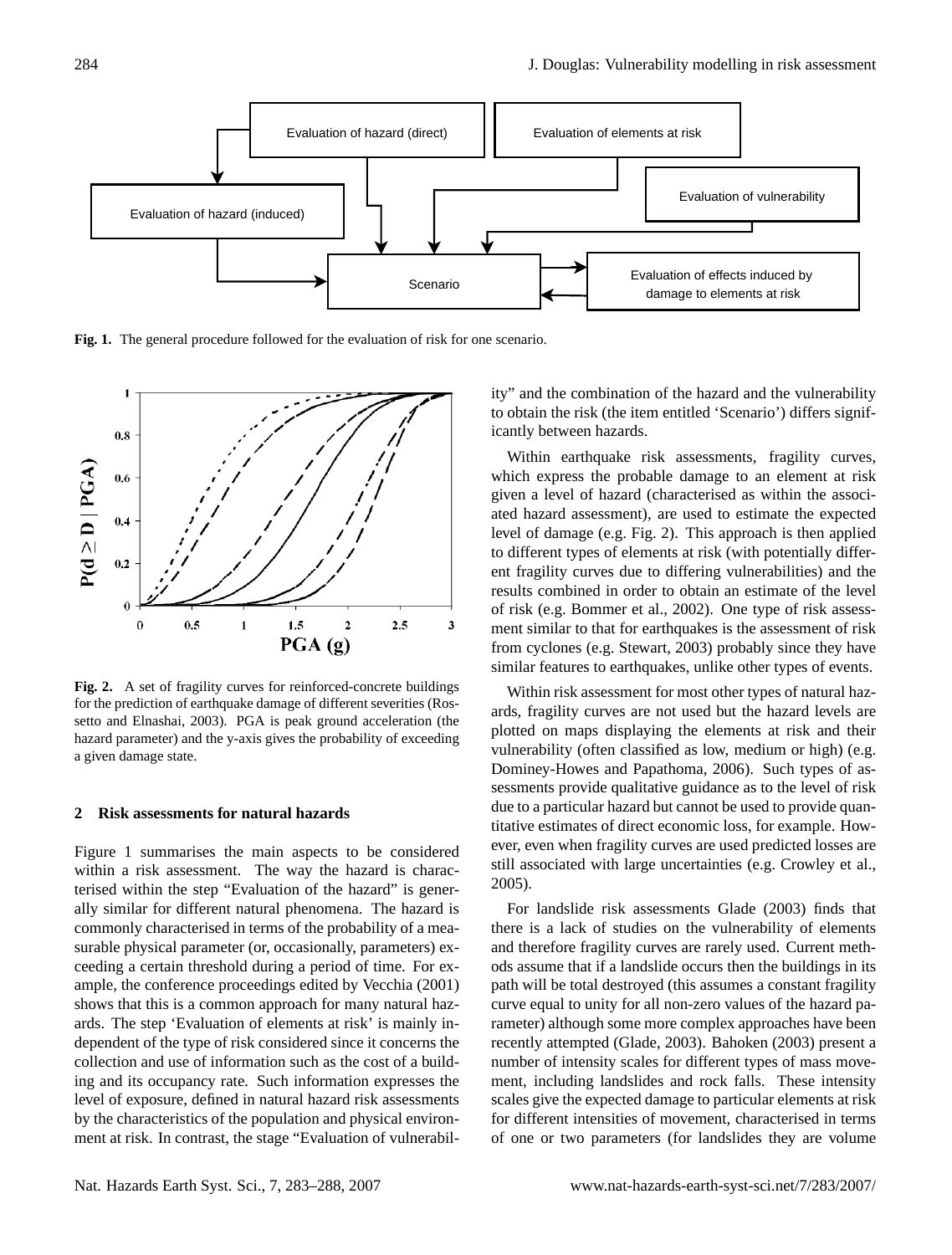**Fig. 1.** The general procedure followed for the evaluation of risk for one scenario.

**Fig. 2.** A set of fragility curves for reinforced-concrete buildings for the prediction of earthquake damage of different severities (Rossetto and Elnashai, 2003). PGA is peak ground acceleration (the hazard parameter) and the y-axis gives the probability of exceeding a given damage state.

## 2 Risk assessments for natural hazards

Figure 1 summarises the main aspects to be considered within a risk assessment. The way the hazard is characterised within the step "Evaluation of the hazard" is generally similar for different natural phenomena. The hazard is commonly characterised in terms of the probability of a measurable physical parameter (or, occasionally, parameters) exceeding a certain threshold during a period of time. For example, the conference proceedings edited by Vecchia (2001) shows that this is a common approach for many natural hazards. The step 'Evaluation of elements at risk' is mainly independent of the type of risk considered since it concerns the collection and use of information such as the cost of a building and its occupancy rate. Such information expresses the level of exposure, defined in natural hazard risk assessments by the characteristics of the population and physical environment at risk. In contrast, the stage "Evaluation of vulnerability" and the combination of the hazard and the vulnerability to obtain the risk (the item entitled 'Scenario') differs significantly between hazards.

Within earthquake risk assessments, fragility curves, which express the probable damage to an element at risk given a level of hazard (characterised as within the associated hazard assessment), are used to estimate the expected level of damage (e.g. Fig. 2). This approach is then applied to different types of elements at risk (with potentially different fragility curves due to differing vulnerabilities) and the results combined in order to obtain an estimate of the level of risk (e.g. Bommer et al., 2002). One type of risk assessment similar to that for earthquakes is the assessment of risk from cyclones (e.g. Stewart, 2003) probably since they have similar features to earthquakes, unlike other types of events.

Within risk assessment for most other types of natural hazards, fragility curves are not used but the hazard levels are plotted on maps displaying the elements at risk and their vulnerability (often classified as low, medium or high) (e.g. Dominey-Howes and Papathoma, 2006). Such types of assessments provide qualitative guidance as to the level of risk due to a particular hazard but cannot be used to provide quantitative estimates of direct economic loss, for example. However, even when fragility curves are used predicted losses are still associated with large uncertainties (e.g. Crowley et al., 2005).

For landslide risk assessments Glade (2003) finds that there is a lack of studies on the vulnerability of elements and therefore fragility curves are rarely used. Current methods assume that if a landslide occurs then the buildings in its path will be total destroyed (this assumes a constant fragility curve equal to unity for all non-zero values of the hazard parameter) although some more complex approaches have been recently attempted (Glade, 2003). Bahoken (2003) present a number of intensity scales for different types of mass movement, including landslides and rock falls. These intensity scales give the expected damage to particular elements at risk for different intensities of movement, characterised in terms of one or two parameters (for landslides they are volume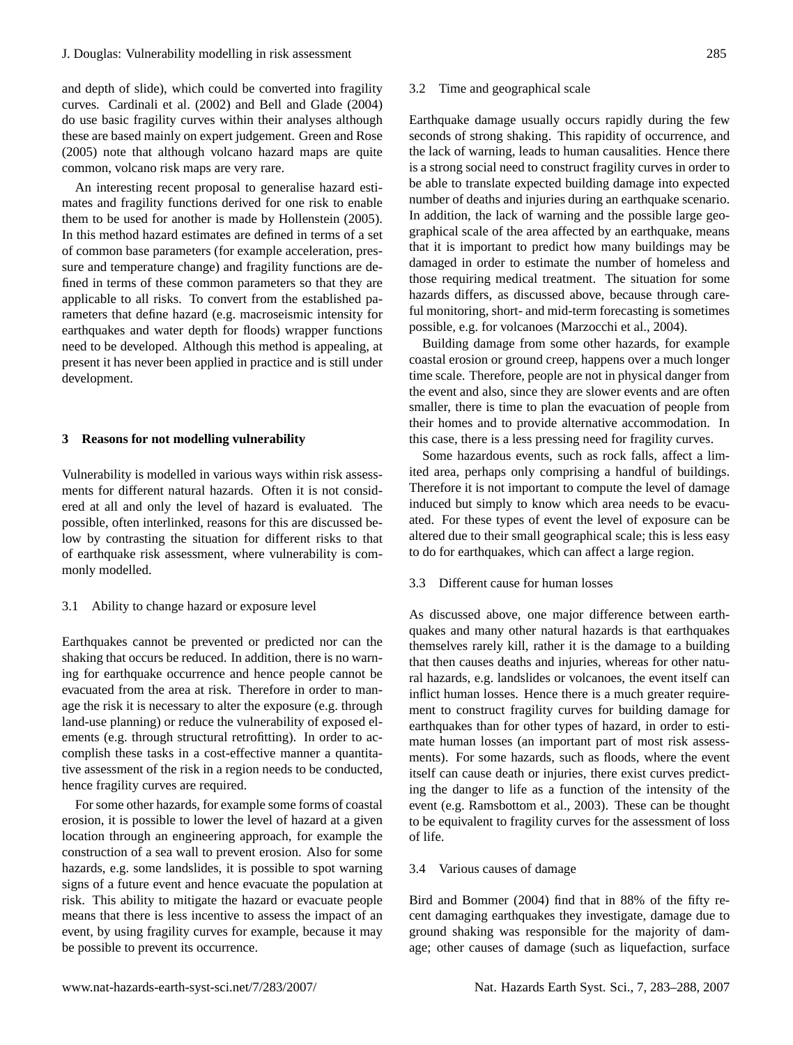and depth of slide), which could be converted into fragility curves. Cardinali et al. (2002) and Bell and Glade (2004) do use basic fragility curves within their analyses although these are based mainly on expert judgement. Green and Rose (2005) note that although volcano hazard maps are quite common, volcano risk maps are very rare.

An interesting recent proposal to generalise hazard estimates and fragility functions derived for one risk to enable them to be used for another is made by Hollenstein (2005). In this method hazard estimates are defined in terms of a set of common base parameters (for example acceleration, pressure and temperature change) and fragility functions are defined in terms of these common parameters so that they are applicable to all risks. To convert from the established parameters that define hazard (e.g. macroseismic intensity for earthquakes and water depth for floods) wrapper functions need to be developed. Although this method is appealing, at present it has never been applied in practice and is still under development.

## 3 Reasons for not modelling vulnerability

Vulnerability is modelled in various ways within risk assessments for different natural hazards. Often it is not considered at all and only the level of hazard is evaluated. The possible, often interlinked, reasons for this are discussed below by contrasting the situation for different risks to that of earthquake risk assessment, where vulnerability is commonly modelled.

### 3.1 Ability to change hazard or exposure level

Earthquakes cannot be prevented or predicted nor can the shaking that occurs be reduced. In addition, there is no warning for earthquake occurrence and hence people cannot be evacuated from the area at risk. Therefore in order to manage the risk it is necessary to alter the exposure (e.g. through land-use planning) or reduce the vulnerability of exposed elements (e.g. through structural retrofitting). In order to accomplish these tasks in a cost-effective manner a quantitative assessment of the risk in a region needs to be conducted, hence fragility curves are required.

For some other hazards, for example some forms of coastal erosion, it is possible to lower the level of hazard at a given location through an engineering approach, for example the construction of a sea wall to prevent erosion. Also for some hazards, e.g. some landslides, it is possible to spot warning signs of a future event and hence evacuate the population at risk. This ability to mitigate the hazard or evacuate people means that there is less incentive to assess the impact of an event, by using fragility curves for example, because it may be possible to prevent its occurrence.

### 3.2 Time and geographical scale

Earthquake damage usually occurs rapidly during the few seconds of strong shaking. This rapidity of occurrence, and the lack of warning, leads to human causalities. Hence there is a strong social need to construct fragility curves in order to be able to translate expected building damage into expected number of deaths and injuries during an earthquake scenario. In addition, the lack of warning and the possible large geographical scale of the area affected by an earthquake, means that it is important to predict how many buildings may be damaged in order to estimate the number of homeless and those requiring medical treatment. The situation for some hazards differs, as discussed above, because through careful monitoring, short- and mid-term forecasting is sometimes possible, e.g. for volcanoes (Marzocchi et al., 2004).

Building damage from some other hazards, for example coastal erosion or ground creep, happens over a much longer time scale. Therefore, people are not in physical danger from the event and also, since they are slower events and are often smaller, there is time to plan the evacuation of people from their homes and to provide alternative accommodation. In this case, there is a less pressing need for fragility curves.

Some hazardous events, such as rock falls, affect a limited area, perhaps only comprising a handful of buildings. Therefore it is not important to compute the level of damage induced but simply to know which area needs to be evacuated. For these types of event the level of exposure can be altered due to their small geographical scale; this is less easy to do for earthquakes, which can affect a large region.

### 3.3 Different cause for human losses

As discussed above, one major difference between earthquakes and many other natural hazards is that earthquakes themselves rarely kill, rather it is the damage to a building that then causes deaths and injuries, whereas for other natural hazards, e.g. landslides or volcanoes, the event itself can inflict human losses. Hence there is a much greater requirement to construct fragility curves for building damage for earthquakes than for other types of hazard, in order to estimate human losses (an important part of most risk assessments). For some hazards, such as floods, where the event itself can cause death or injuries, there exist curves predicting the danger to life as a function of the intensity of the event (e.g. Ramsbottom et al., 2003). These can be thought to be equivalent to fragility curves for the assessment of loss of life.

### 3.4 Various causes of damage

Bird and Bommer (2004) find that in 88% of the fifty recent damaging earthquakes they investigate, damage due to ground shaking was responsible for the majority of damage; other causes of damage (such as liquefaction, surface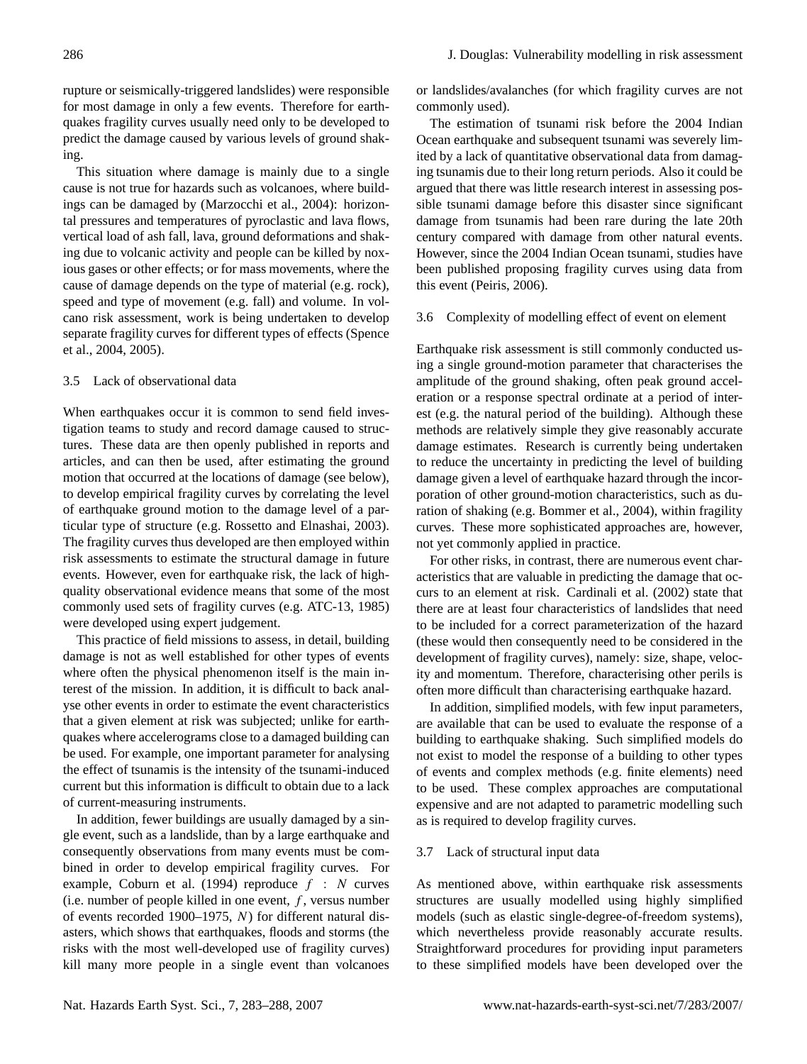rupture or seismically-triggered landslides) were responsible for most damage in only a few events. Therefore for earthquakes fragility curves usually need only to be developed to predict the damage caused by various levels of ground shaking.

This situation where damage is mainly due to a single cause is not true for hazards such as volcanoes, where buildings can be damaged by (Marzocchi et al., 2004): horizontal pressures and temperatures of pyroclastic and lava flows, vertical load of ash fall, lava, ground deformations and shaking due to volcanic activity and people can be killed by noxious gases or other effects; or for mass movements, where the cause of damage depends on the type of material (e.g. rock), speed and type of movement (e.g. fall) and volume. In volcano risk assessment, work is being undertaken to develop separate fragility curves for different types of effects (Spence et al., 2004, 2005).

### 3.5 Lack of observational data

When earthquakes occur it is common to send field investigation teams to study and record damage caused to structures. These data are then openly published in reports and articles, and can then be used, after estimating the ground motion that occurred at the locations of damage (see below), to develop empirical fragility curves by correlating the level of earthquake ground motion to the damage level of a particular type of structure (e.g. Rossetto and Elnashai, 2003). The fragility curves thus developed are then employed within risk assessments to estimate the structural damage in future events. However, even for earthquake risk, the lack of high-quality observational evidence means that some of the most commonly used sets of fragility curves (e.g. ATC-13, 1985) were developed using expert judgement.

This practice of field missions to assess, in detail, building damage is not as well established for other types of events where often the physical phenomenon itself is the main interest of the mission. In addition, it is difficult to back analyse other events in order to estimate the event characteristics that a given element at risk was subjected; unlike for earthquakes where accelerograms close to a damaged building can be used. For example, one important parameter for analysing the effect of tsunamis is the intensity of the tsunami-induced current but this information is difficult to obtain due to a lack of current-measuring instruments.

In addition, fewer buildings are usually damaged by a single event, such as a landslide, than by a large earthquake and consequently observations from many events must be combined in order to develop empirical fragility curves. For example, Coburn et al. (1994) reproduce $f : N$ curves (i.e. number of people killed in one event, $f$, versus number of events recorded 1900–1975, $N$) for different natural disasters, which shows that earthquakes, floods and storms (the risks with the most well-developed use of fragility curves) kill many more people in a single event than volcanoes or landslides/avalanches (for which fragility curves are not commonly used).

The estimation of tsunami risk before the 2004 Indian Ocean earthquake and subsequent tsunami was severely limited by a lack of quantitative observational data from damaging tsunamis due to their long return periods. Also it could be argued that there was little research interest in assessing possible tsunami damage before this disaster since significant damage from tsunamis had been rare during the late 20th century compared with damage from other natural events. However, since the 2004 Indian Ocean tsunami, studies have been published proposing fragility curves using data from this event (Peiris, 2006).

### 3.6 Complexity of modelling effect of event on element

Earthquake risk assessment is still commonly conducted using a single ground-motion parameter that characterises the amplitude of the ground shaking, often peak ground acceleration or a response spectral ordinate at a period of interest (e.g. the natural period of the building). Although these methods are relatively simple they give reasonably accurate damage estimates. Research is currently being undertaken to reduce the uncertainty in predicting the level of building damage given a level of earthquake hazard through the incorporation of other ground-motion characteristics, such as duration of shaking (e.g. Bommer et al., 2004), within fragility curves. These more sophisticated approaches are, however, not yet commonly applied in practice.

For other risks, in contrast, there are numerous event characteristics that are valuable in predicting the damage that occurs to an element at risk. Cardinali et al. (2002) state that there are at least four characteristics of landslides that need to be included for a correct parameterization of the hazard (these would then consequently need to be considered in the development of fragility curves), namely: size, shape, velocity and momentum. Therefore, characterising other perils is often more difficult than characterising earthquake hazard.

In addition, simplified models, with few input parameters, are available that can be used to evaluate the response of a building to earthquake shaking. Such simplified models do not exist to model the response of a building to other types of events and complex methods (e.g. finite elements) need to be used. These complex approaches are computational expensive and are not adapted to parametric modelling such as is required to develop fragility curves.

### 3.7 Lack of structural input data

As mentioned above, within earthquake risk assessments structures are usually modelled using highly simplified models (such as elastic single-degree-of-freedom systems), which nevertheless provide reasonably accurate results. Straightforward procedures for providing input parameters to these simplified models have been developed over the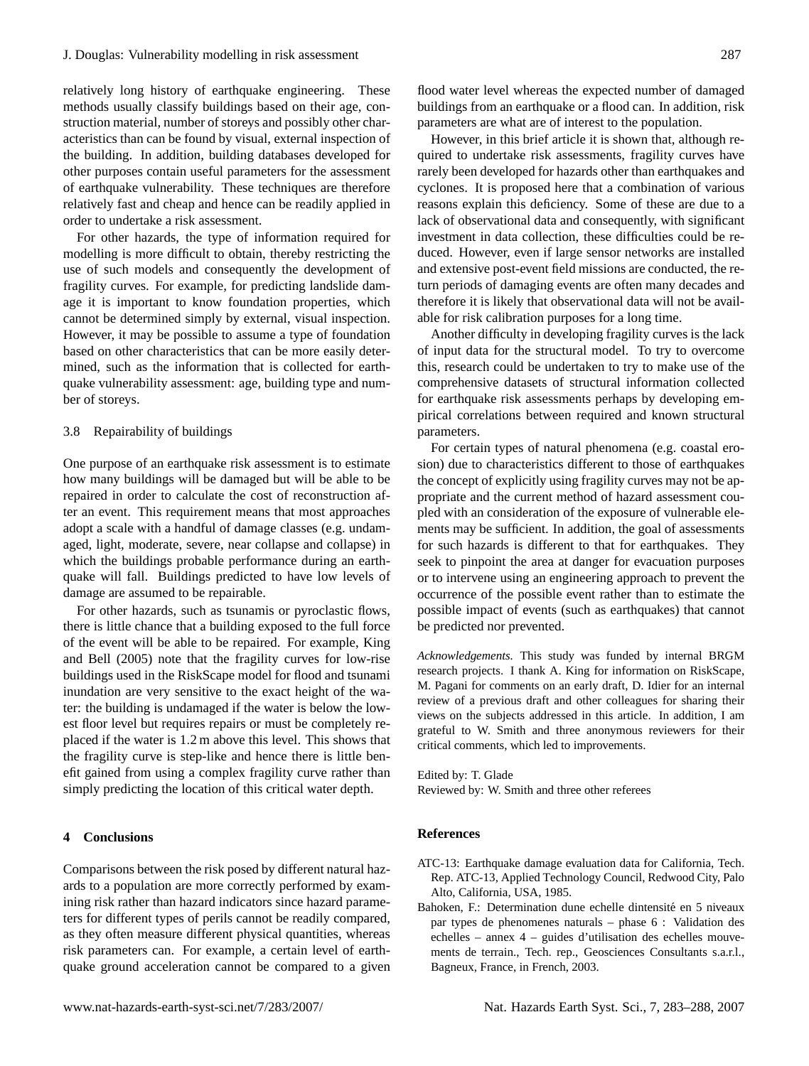relatively long history of earthquake engineering. These methods usually classify buildings based on their age, construction material, number of storeys and possibly other characteristics than can be found by visual, external inspection of the building. In addition, building databases developed for other purposes contain useful parameters for the assessment of earthquake vulnerability. These techniques are therefore relatively fast and cheap and hence can be readily applied in order to undertake a risk assessment.

For other hazards, the type of information required for modelling is more difficult to obtain, thereby restricting the use of such models and consequently the development of fragility curves. For example, for predicting landslide damage it is important to know foundation properties, which cannot be determined simply by external, visual inspection. However, it may be possible to assume a type of foundation based on other characteristics that can be more easily determined, such as the information that is collected for earthquake vulnerability assessment: age, building type and number of storeys.

### 3.8 Repairability of buildings

One purpose of an earthquake risk assessment is to estimate how many buildings will be damaged but will be able to be repaired in order to calculate the cost of reconstruction after an event. This requirement means that most approaches adopt a scale with a handful of damage classes (e.g. undamaged, light, moderate, severe, near collapse and collapse) in which the buildings probable performance during an earthquake will fall. Buildings predicted to have low levels of damage are assumed to be repairable.

For other hazards, such as tsunamis or pyroclastic flows, there is little chance that a building exposed to the full force of the event will be able to be repaired. For example, King and Bell (2005) note that the fragility curves for low-rise buildings used in the RiskScape model for flood and tsunami inundation are very sensitive to the exact height of the water: the building is undamaged if the water is below the lowest floor level but requires repairs or must be completely replaced if the water is 1.2 m above this level. This shows that the fragility curve is step-like and hence there is little benefit gained from using a complex fragility curve rather than simply predicting the location of this critical water depth.

## 4 Conclusions

Comparisons between the risk posed by different natural hazards to a population are more correctly performed by examining risk rather than hazard indicators since hazard parameters for different types of perils cannot be readily compared, as they often measure different physical quantities, whereas risk parameters can. For example, a certain level of earthquake ground acceleration cannot be compared to a given flood water level whereas the expected number of damaged buildings from an earthquake or a flood can. In addition, risk parameters are what are of interest to the population.

However, in this brief article it is shown that, although required to undertake risk assessments, fragility curves have rarely been developed for hazards other than earthquakes and cyclones. It is proposed here that a combination of various reasons explain this deficiency. Some of these are due to a lack of observational data and consequently, with significant investment in data collection, these difficulties could be reduced. However, even if large sensor networks are installed and extensive post-event field missions are conducted, the return periods of damaging events are often many decades and therefore it is likely that observational data will not be available for risk calibration purposes for a long time.

Another difficulty in developing fragility curves is the lack of input data for the structural model. To try to overcome this, research could be undertaken to try to make use of the comprehensive datasets of structural information collected for earthquake risk assessments perhaps by developing empirical correlations between required and known structural parameters.

For certain types of natural phenomena (e.g. coastal erosion) due to characteristics different to those of earthquakes the concept of explicitly using fragility curves may not be appropriate and the current method of hazard assessment coupled with an consideration of the exposure of vulnerable elements may be sufficient. In addition, the goal of assessments for such hazards is different to that for earthquakes. They seek to pinpoint the area at danger for evacuation purposes or to intervene using an engineering approach to prevent the occurrence of the possible event rather than to estimate the possible impact of events (such as earthquakes) that cannot be predicted nor prevented.

*Acknowledgements.* This study was funded by internal BRGM research projects. I thank A. King for information on RiskScape, M. Pagani for comments on an early draft, D. Idier for an internal review of a previous draft and other colleagues for sharing their views on the subjects addressed in this article. In addition, I am grateful to W. Smith and three anonymous reviewers for their critical comments, which led to improvements.

Edited by: T. Glade
Reviewed by: W. Smith and three other referees

## References

ATC-13: Earthquake damage evaluation data for California, Tech. Rep. ATC-13, Applied Technology Council, Redwood City, Palo Alto, California, USA, 1985.

Bahoken, F.: Determination dune echelle dintensité en 5 niveaux par types de phenomenes naturals – phase 6 : Validation des echelles – annex 4 – guides d'utilisation des echelles mouvements de terrain., Tech. rep., Geosciences Consultants s.a.r.l., Bagneux, France, in French, 2003.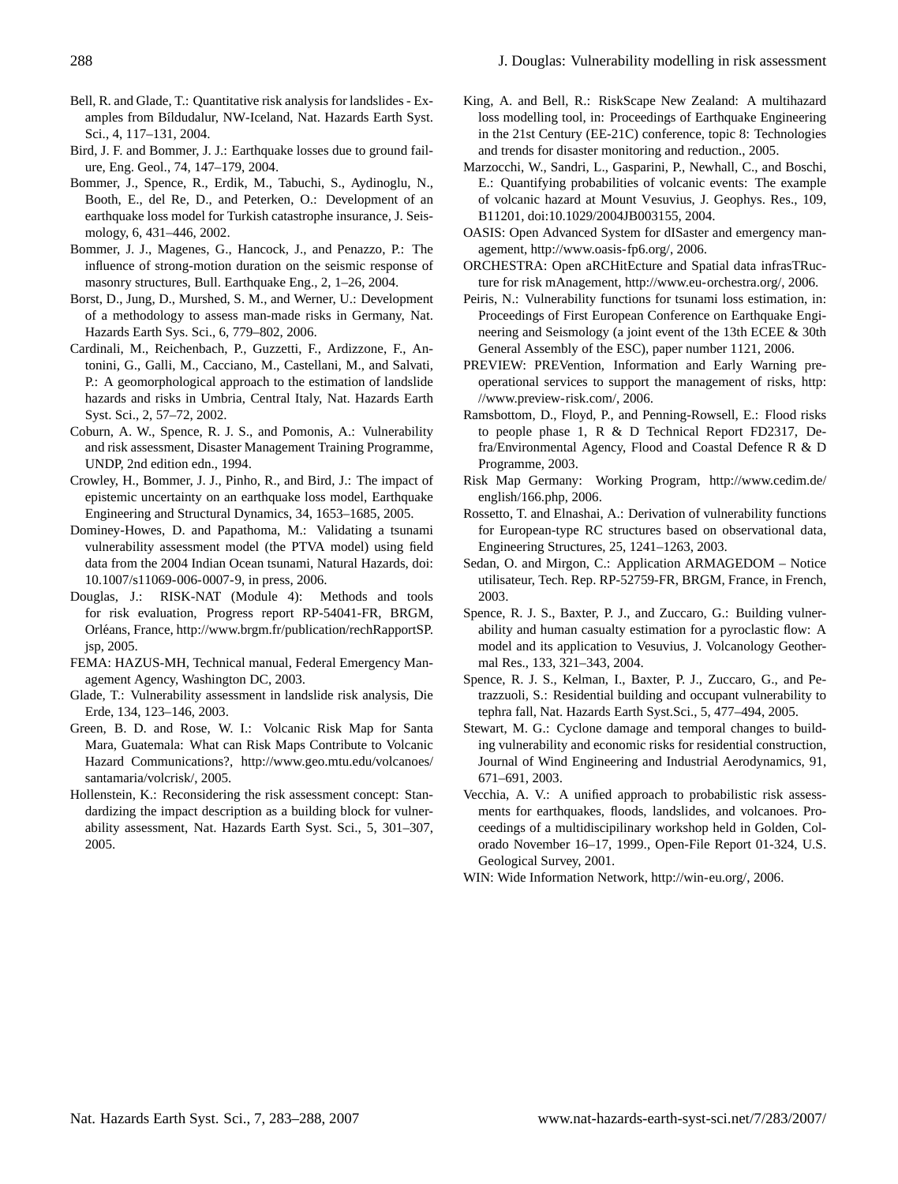Bell, R. and Glade, T.: Quantitative risk analysis for landslides - Examples from Bíldudalur, NW-Iceland, Nat. Hazards Earth Syst. Sci., 4, 117–131, 2004.

Bird, J. F. and Bommer, J. J.: Earthquake losses due to ground failure, Eng. Geol., 74, 147–179, 2004.

Bommer, J., Spence, R., Erdik, M., Tabuchi, S., Aydinoglu, N., Booth, E., del Re, D., and Peterken, O.: Development of an earthquake loss model for Turkish catastrophe insurance, J. Seismology, 6, 431–446, 2002.

Bommer, J. J., Magenes, G., Hancock, J., and Penazzo, P.: The influence of strong-motion duration on the seismic response of masonry structures, Bull. Earthquake Eng., 2, 1–26, 2004.

Borst, D., Jung, D., Murshed, S. M., and Werner, U.: Development of a methodology to assess man-made risks in Germany, Nat. Hazards Earth Sys. Sci., 6, 779–802, 2006.

Cardinali, M., Reichenbach, P., Guzzetti, F., Ardizzone, F., Antonini, G., Galli, M., Cacciano, M., Castellani, M., and Salvati, P.: A geomorphological approach to the estimation of landslide hazards and risks in Umbria, Central Italy, Nat. Hazards Earth Syst. Sci., 2, 57–72, 2002.

Coburn, A. W., Spence, R. J. S., and Pomonis, A.: Vulnerability and risk assessment, Disaster Management Training Programme, UNDP, 2nd edition edn., 1994.

Crowley, H., Bommer, J. J., Pinho, R., and Bird, J.: The impact of epistemic uncertainty on an earthquake loss model, Earthquake Engineering and Structural Dynamics, 34, 1653–1685, 2005.

Dominey-Howes, D. and Papathoma, M.: Validating a tsunami vulnerability assessment model (the PTVA model) using field data from the 2004 Indian Ocean tsunami, Natural Hazards, doi: 10.1007/s11069-006-0007-9, in press, 2006.

Douglas, J.: RISK-NAT (Module 4): Methods and tools for risk evaluation, Progress report RP-54041-FR, BRGM, Orléans, France, http://www.brgm.fr/publication/rechRapportSP.jsp, 2005.

FEMA: HAZUS-MH, Technical manual, Federal Emergency Management Agency, Washington DC, 2003.

Glade, T.: Vulnerability assessment in landslide risk analysis, Die Erde, 134, 123–146, 2003.

Green, B. D. and Rose, W. I.: Volcanic Risk Map for Santa Mara, Guatemala: What can Risk Maps Contribute to Volcanic Hazard Communications?, http://www.geo.mtu.edu/volcanoes/santamaria/volcrisk/, 2005.

Hollenstein, K.: Reconsidering the risk assessment concept: Standardizing the impact description as a building block for vulnerability assessment, Nat. Hazards Earth Syst. Sci., 5, 301–307, 2005.

King, A. and Bell, R.: RiskScape New Zealand: A multihazard loss modelling tool, in: Proceedings of Earthquake Engineering in the 21st Century (EE-21C) conference, topic 8: Technologies and trends for disaster monitoring and reduction., 2005.

Marzocchi, W., Sandri, L., Gasparini, P., Newhall, C., and Boschi, E.: Quantifying probabilities of volcanic events: The example of volcanic hazard at Mount Vesuvius, J. Geophys. Res., 109, B11201, doi:10.1029/2004JB003155, 2004.

OASIS: Open Advanced System for dISaster and emergency management, http://www.oasis-fp6.org/, 2006.

ORCHESTRA: Open aRCHitEcture and Spatial data infrasTRucture for risk mAnagement, http://www.eu-orchestra.org/, 2006.

Peiris, N.: Vulnerability functions for tsunami loss estimation, in: Proceedings of First European Conference on Earthquake Engineering and Seismology (a joint event of the 13th ECEE & 30th General Assembly of the ESC), paper number 1121, 2006.

PREVIEW: PREVention, Information and Early Warning preoperational services to support the management of risks, http://www.preview-risk.com/, 2006.

Ramsbottom, D., Floyd, P., and Penning-Rowsell, E.: Flood risks to people phase 1, R & D Technical Report FD2317, Defra/Environmental Agency, Flood and Coastal Defence R & D Programme, 2003.

Risk Map Germany: Working Program, http://www.cedim.de/english/166.php, 2006.

Rossetto, T. and Elnashai, A.: Derivation of vulnerability functions for European-type RC structures based on observational data, Engineering Structures, 25, 1241–1263, 2003.

Sedan, O. and Mirgon, C.: Application ARMAGEDOM – Notice utilisateur, Tech. Rep. RP-52759-FR, BRGM, France, in French, 2003.

Spence, R. J. S., Baxter, P. J., and Zuccaro, G.: Building vulnerability and human casualty estimation for a pyroclastic flow: A model and its application to Vesuvius, J. Volcanology Geothermal Res., 133, 321–343, 2004.

Spence, R. J. S., Kelman, I., Baxter, P. J., Zuccaro, G., and Petrazzuoli, S.: Residential building and occupant vulnerability to tephra fall, Nat. Hazards Earth Syst.Sci., 5, 477–494, 2005.

Stewart, M. G.: Cyclone damage and temporal changes to building vulnerability and economic risks for residential construction, Journal of Wind Engineering and Industrial Aerodynamics, 91, 671–691, 2003.

Vecchia, A. V.: A unified approach to probabilistic risk assessments for earthquakes, floods, landslides, and volcanoes. Proceedings of a multidiscipilinary workshop held in Golden, Colorado November 16–17, 1999., Open-File Report 01-324, U.S. Geological Survey, 2001.

WIN: Wide Information Network, http://win-eu.org/, 2006.